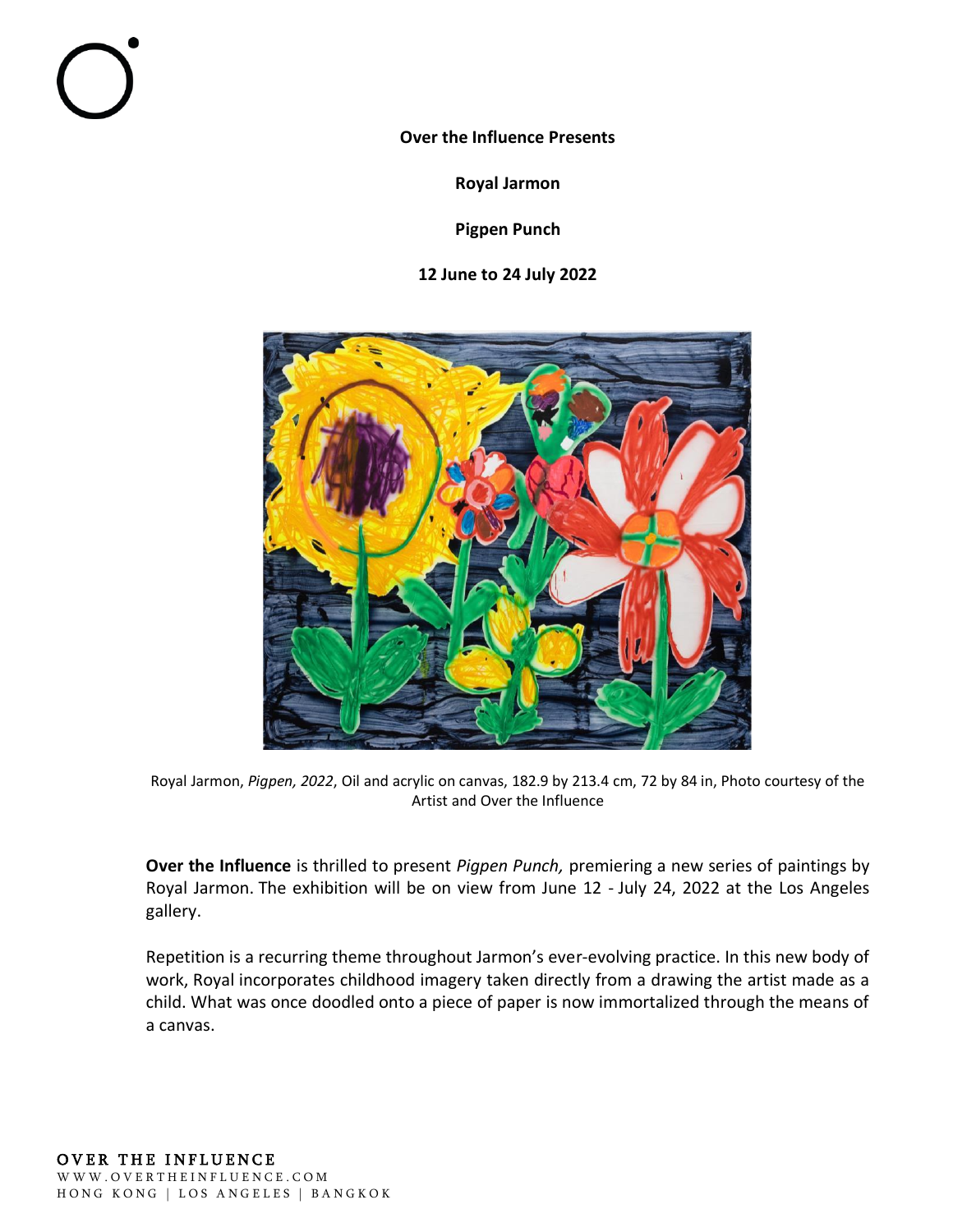**Over the Influence Presents**

**Royal Jarmon**

**Pigpen Punch**

**12 June to 24 July 2022**

Royal Jarmon, *Pigpen, 2022*, Oil and acrylic on canvas, 182.9 by 213.4 cm, 72 by 84 in, Photo courtesy of the Artist and Over the Influence

**Over the Influence** is thrilled to present *Pigpen Punch,* premiering a new series of paintings by Royal Jarmon. The exhibition will be on view from June 12 - July 24, 2022 at the Los Angeles gallery.

Repetition is a recurring theme throughout Jarmon's ever-evolving practice. In this new body of work, Royal incorporates childhood imagery taken directly from a drawing the artist made as a child. What was once doodled onto a piece of paper is now immortalized through the means of a canvas.

OVER THE INFLUENCE
WWW.OVERTHEINFLUENCE.COM
HONG KONG | LOS ANGELES | BANGKOK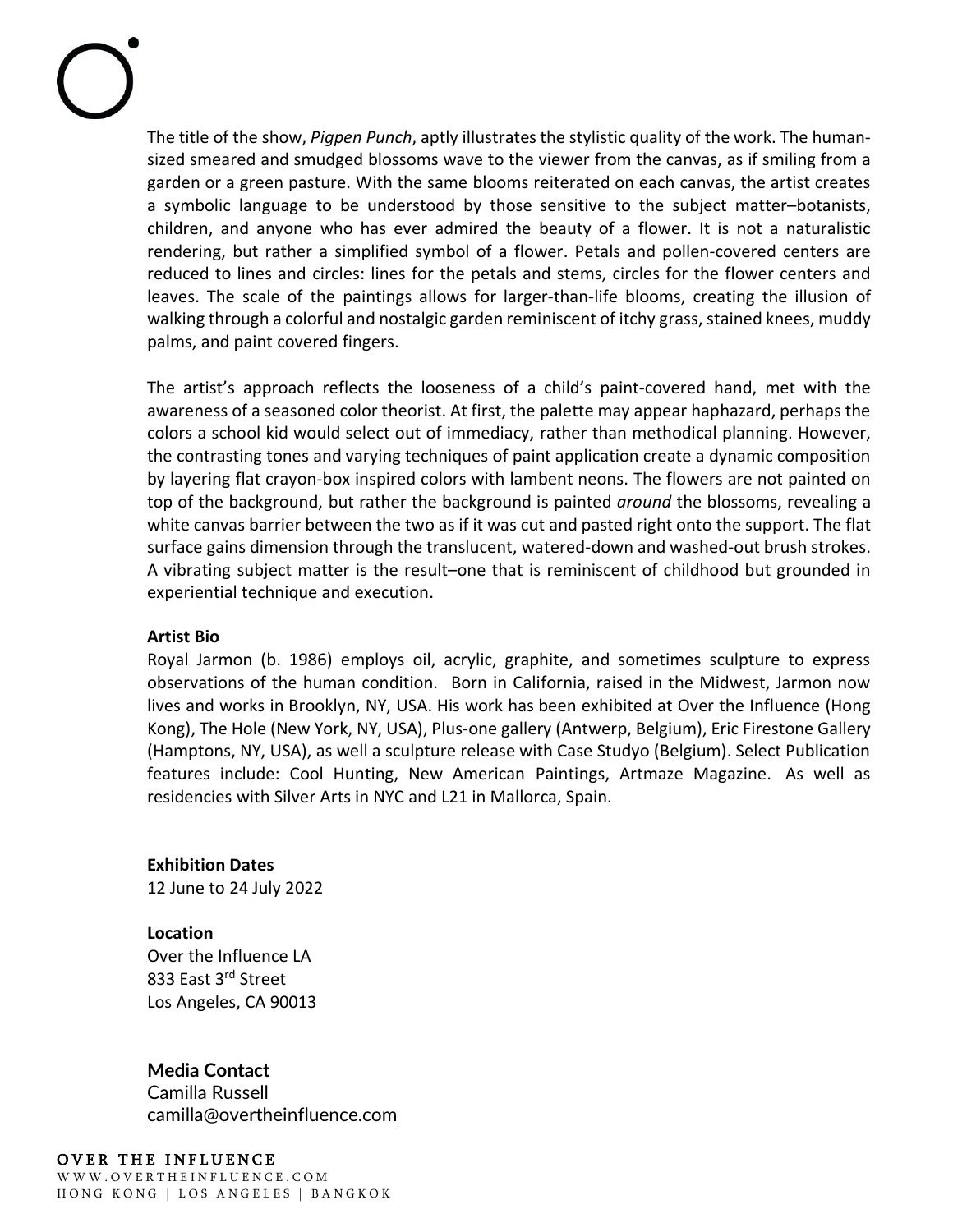The title of the show, *Pigpen Punch*, aptly illustrates the stylistic quality of the work. The human-sized smeared and smudged blossoms wave to the viewer from the canvas, as if smiling from a garden or a green pasture. With the same blooms reiterated on each canvas, the artist creates a symbolic language to be understood by those sensitive to the subject matter–botanists, children, and anyone who has ever admired the beauty of a flower. It is not a naturalistic rendering, but rather a simplified symbol of a flower. Petals and pollen-covered centers are reduced to lines and circles: lines for the petals and stems, circles for the flower centers and leaves. The scale of the paintings allows for larger-than-life blooms, creating the illusion of walking through a colorful and nostalgic garden reminiscent of itchy grass, stained knees, muddy palms, and paint covered fingers.

The artist's approach reflects the looseness of a child's paint-covered hand, met with the awareness of a seasoned color theorist. At first, the palette may appear haphazard, perhaps the colors a school kid would select out of immediacy, rather than methodical planning. However, the contrasting tones and varying techniques of paint application create a dynamic composition by layering flat crayon-box inspired colors with lambent neons. The flowers are not painted on top of the background, but rather the background is painted *around* the blossoms, revealing a white canvas barrier between the two as if it was cut and pasted right onto the support. The flat surface gains dimension through the translucent, watered-down and washed-out brush strokes. A vibrating subject matter is the result–one that is reminiscent of childhood but grounded in experiential technique and execution.

**Artist Bio**

Royal Jarmon (b. 1986) employs oil, acrylic, graphite, and sometimes sculpture to express observations of the human condition. Born in California, raised in the Midwest, Jarmon now lives and works in Brooklyn, NY, USA. His work has been exhibited at Over the Influence (Hong Kong), The Hole (New York, NY, USA), Plus-one gallery (Antwerp, Belgium), Eric Firestone Gallery (Hamptons, NY, USA), as well a sculpture release with Case Studyo (Belgium). Select Publication features include: Cool Hunting, New American Paintings, Artmaze Magazine. As well as residencies with Silver Arts in NYC and L21 in Mallorca, Spain.

**Exhibition Dates**

12 June to 24 July 2022

**Location**

Over the Influence LA
833 East 3rd Street
Los Angeles, CA 90013

**Media Contact**

Camilla Russell
camilla@overtheinfluence.com

OVER THE INFLUENCE
WWW.OVERTHEINFLUENCE.COM
HONG KONG | LOS ANGELES | BANGKOK